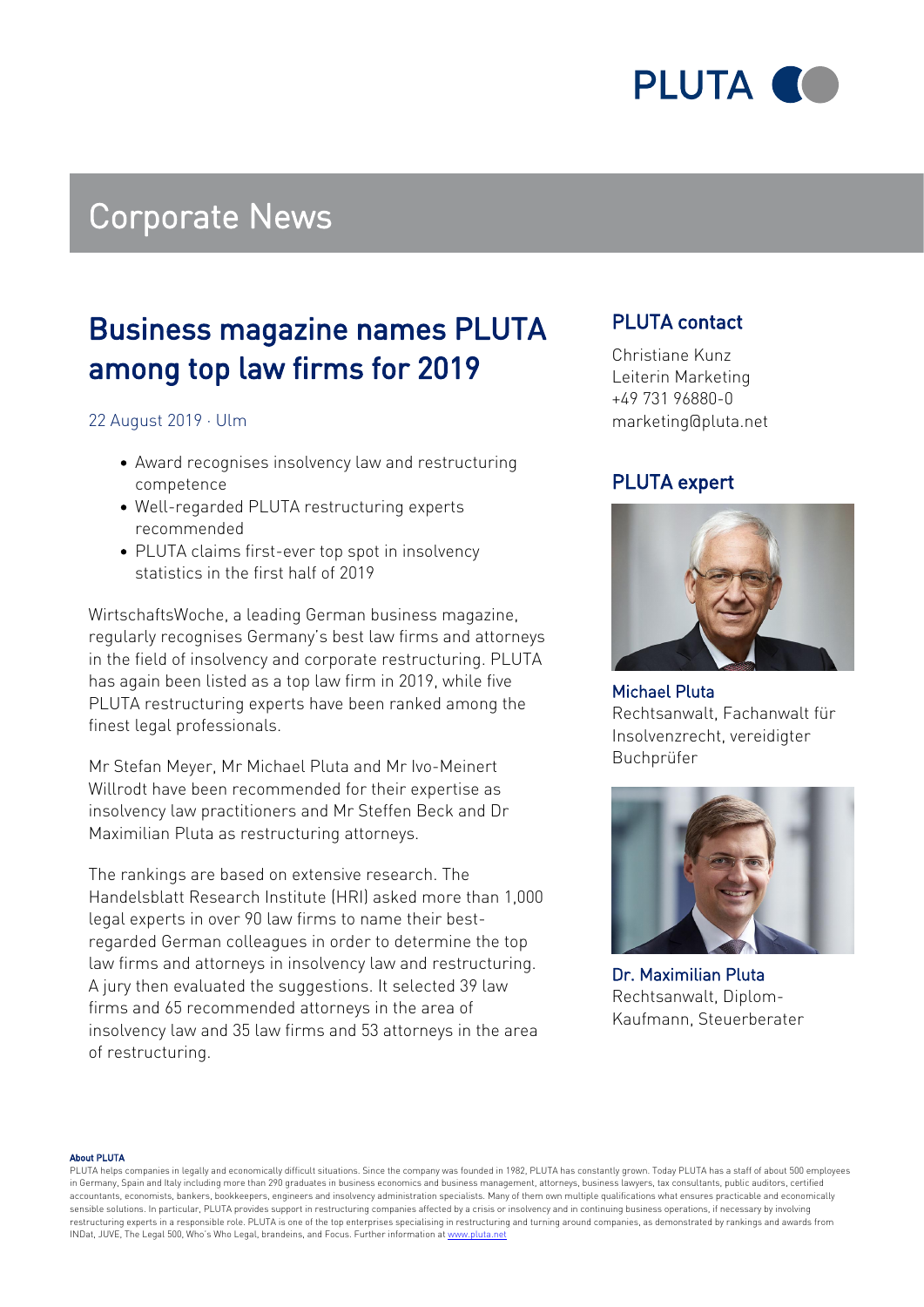# Corporate News

## Business magazine names PLUTA among top law firms for 2019

22 August 2019 · Ulm

- Award recognises insolvency law and restructuring competence
- Well-regarded PLUTA restructuring experts recommended
- PLUTA claims first-ever top spot in insolvency statistics in the first half of 2019

WirtschaftsWoche, a leading German business magazine, regularly recognises Germany's best law firms and attorneys in the field of insolvency and corporate restructuring. PLUTA has again been listed as a top law firm in 2019, while five PLUTA restructuring experts have been ranked among the finest legal professionals.

Mr Stefan Meyer, Mr Michael Pluta and Mr Ivo-Meinert Willrodt have been recommended for their expertise as insolvency law practitioners and Mr Steffen Beck and Dr Maximilian Pluta as restructuring attorneys.

The rankings are based on extensive research. The Handelsblatt Research Institute (HRI) asked more than 1,000 legal experts in over 90 law firms to name their best-regarded German colleagues in order to determine the top law firms and attorneys in insolvency law and restructuring. A jury then evaluated the suggestions. It selected 39 law firms and 65 recommended attorneys in the area of insolvency law and 35 law firms and 53 attorneys in the area of restructuring.

### PLUTA contact

Christiane Kunz
Leiterin Marketing
+49 731 96880-0
marketing@pluta.net

### PLUTA expert

**Michael Pluta**
Rechtsanwalt, Fachanwalt für Insolvenzrecht, vereidigter Buchprüfer

**Dr. Maximilian Pluta**
Rechtsanwalt, Diplom-Kaufmann, Steuerberater

**About PLUTA**

PLUTA helps companies in legally and economically difficult situations. Since the company was founded in 1982, PLUTA has constantly grown. Today PLUTA has a staff of about 500 employees in Germany, Spain and Italy including more than 290 graduates in business economics and business management, attorneys, business lawyers, tax consultants, public auditors, certified accountants, economists, bankers, bookkeepers, engineers and insolvency administration specialists. Many of them own multiple qualifications what ensures practicable and economically sensible solutions. In particular, PLUTA provides support in restructuring companies affected by a crisis or insolvency and in continuing business operations, if necessary by involving restructuring experts in a responsible role. PLUTA is one of the top enterprises specialising in restructuring and turning around companies, as demonstrated by rankings and awards from INDat, JUVE, The Legal 500, Who's Who Legal, brandeins, and Focus. Further information at www.pluta.net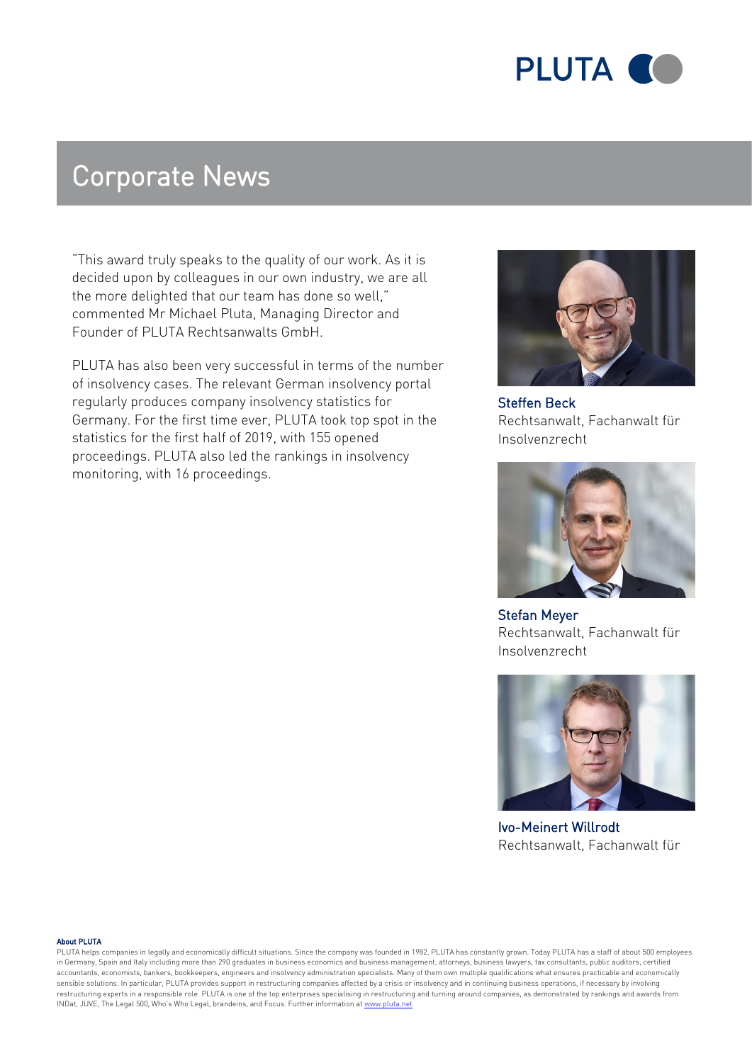# Corporate News

"This award truly speaks to the quality of our work. As it is decided upon by colleagues in our own industry, we are all the more delighted that our team has done so well," commented Mr Michael Pluta, Managing Director and Founder of PLUTA Rechtsanwalts GmbH.

PLUTA has also been very successful in terms of the number of insolvency cases. The relevant German insolvency portal regularly produces company insolvency statistics for Germany. For the first time ever, PLUTA took top spot in the statistics for the first half of 2019, with 155 opened proceedings. PLUTA also led the rankings in insolvency monitoring, with 16 proceedings.

Steffen Beck
Rechtsanwalt, Fachanwalt für Insolvenzrecht

Stefan Meyer
Rechtsanwalt, Fachanwalt für Insolvenzrecht

Ivo-Meinert Willrodt
Rechtsanwalt, Fachanwalt für

**About PLUTA**
PLUTA helps companies in legally and economically difficult situations. Since the company was founded in 1982, PLUTA has constantly grown. Today PLUTA has a staff of about 500 employees in Germany, Spain and Italy including more than 290 graduates in business economics and business management, attorneys, business lawyers, tax consultants, public auditors, certified accountants, economists, bankers, bookkeepers, engineers and insolvency administration specialists. Many of them own multiple qualifications what ensures practicable and economically sensible solutions. In particular, PLUTA provides support in restructuring companies affected by a crisis or insolvency and in continuing business operations, if necessary by involving restructuring experts in a responsible role. PLUTA is one of the top enterprises specialising in restructuring and turning around companies, as demonstrated by rankings and awards from INDat, JUVE, The Legal 500, Who's Who Legal, brandeins, and Focus. Further information at www.pluta.net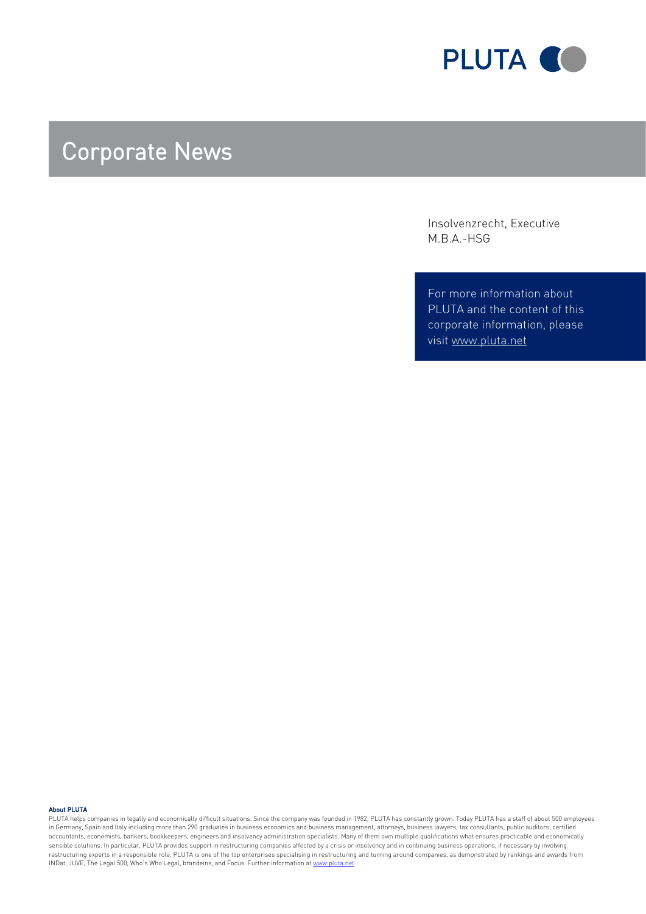Insolvenzrecht, Executive M.B.A.-HSG

For more information about PLUTA and the content of this corporate information, please visit www.pluta.net

**About PLUTA**

PLUTA helps companies in legally and economically difficult situations. Since the company was founded in 1982, PLUTA has constantly grown. Today PLUTA has a staff of about 500 employees in Germany, Spain and Italy including more than 290 graduates in business economics and business management, attorneys, business lawyers, tax consultants, public auditors, certified accountants, economists, bankers, bookkeepers, engineers and insolvency administration specialists. Many of them own multiple qualifications what ensures practicable and economically sensible solutions. In particular, PLUTA provides support in restructuring companies affected by a crisis or insolvency and in continuing business operations, if necessary by involving restructuring experts in a responsible role. PLUTA is one of the top enterprises specialising in restructuring and turning around companies, as demonstrated by rankings and awards from INDat, JUVE, The Legal 500, Who's Who Legal, brandeins, and Focus. Further information at www.pluta.net